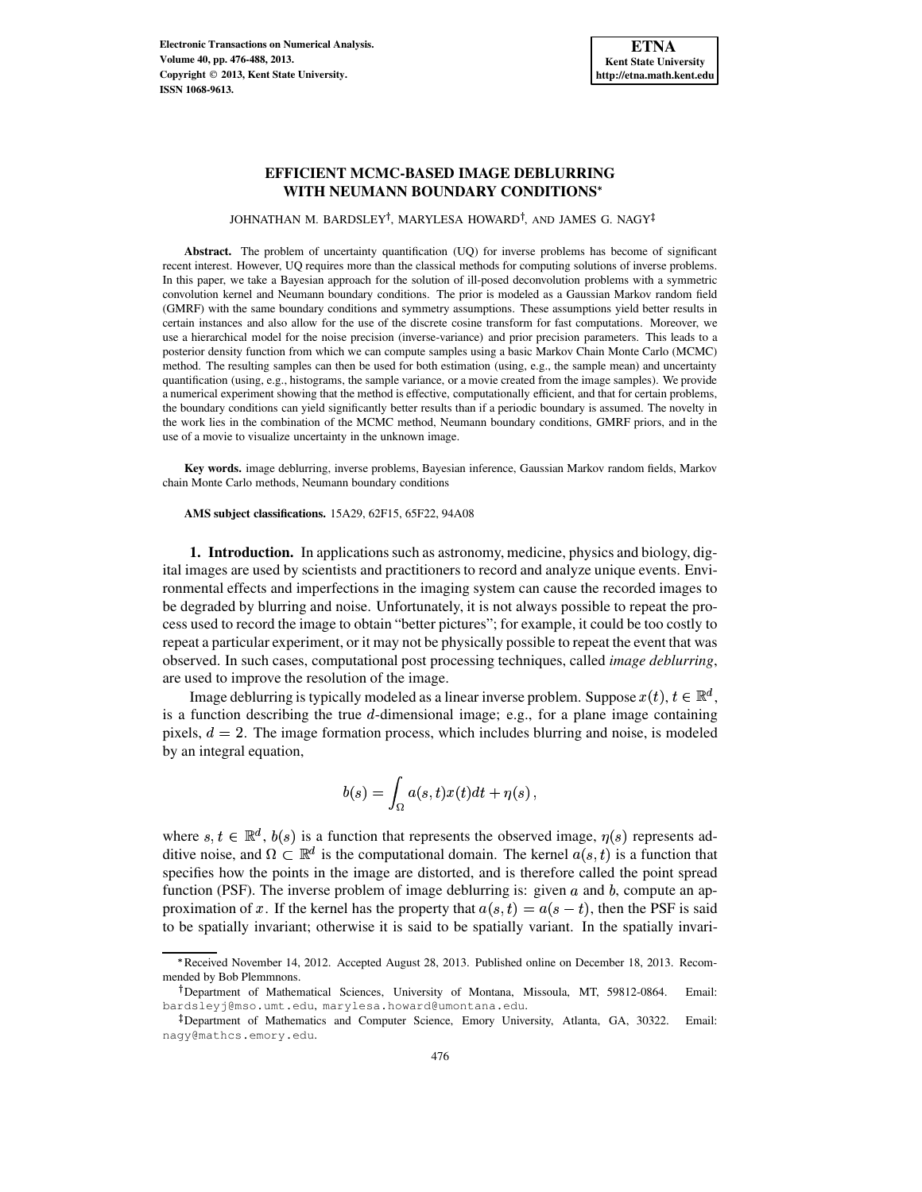# EFFICIENT MCMC-BASED IMAGE DEBLURRING WITH NEUMANN BOUNDARY CONDITIONS*

JOHNATHAN M. BARDSLEY[†], MARYLESA HOWARD[†], AND JAMES G. NAGY[‡]

**Abstract.** The problem of uncertainty quantification (UQ) for inverse problems has become of significant recent interest. However, UQ requires more than the classical methods for computing solutions of inverse problems. In this paper, we take a Bayesian approach for the solution of ill-posed deconvolution problems with a symmetric convolution kernel and Neumann boundary conditions. The prior is modeled as a Gaussian Markov random field (GMRF) with the same boundary conditions and symmetry assumptions. These assumptions yield better results in certain instances and also allow for the use of the discrete cosine transform for fast computations. Moreover, we use a hierarchical model for the noise precision (inverse-variance) and prior precision parameters. This leads to a posterior density function from which we can compute samples using a basic Markov Chain Monte Carlo (MCMC) method. The resulting samples can then be used for both estimation (using, e.g., the sample mean) and uncertainty quantification (using, e.g., histograms, the sample variance, or a movie created from the image samples). We provide a numerical experiment showing that the method is effective, computationally efficient, and that for certain problems, the boundary conditions can yield significantly better results than if a periodic boundary is assumed. The novelty in the work lies in the combination of the MCMC method, Neumann boundary conditions, GMRF priors, and in the use of a movie to visualize uncertainty in the unknown image.

**Key words.** image deblurring, inverse problems, Bayesian inference, Gaussian Markov random fields, Markov chain Monte Carlo methods, Neumann boundary conditions

**AMS subject classifications.** 15A29, 62F15, 65F22, 94A08

## 1. Introduction.

In applications such as astronomy, medicine, physics and biology, digital images are used by scientists and practitioners to record and analyze unique events. Environmental effects and imperfections in the imaging system can cause the recorded images to be degraded by blurring and noise. Unfortunately, it is not always possible to repeat the process used to record the image to obtain "better pictures"; for example, it could be too costly to repeat a particular experiment, or it may not be physically possible to repeat the event that was observed. In such cases, computational post processing techniques, called *image deblurring*, are used to improve the resolution of the image.

Image deblurring is typically modeled as a linear inverse problem. Suppose $x(t)$, $t \in \mathbb{R}^d$, is a function describing the true $d$-dimensional image; e.g., for a plane image containing pixels, $d = 2$. The image formation process, which includes blurring and noise, is modeled by an integral equation,

$$b(s) = \int_{\Omega} a(s,t)x(t)dt + \eta(s)\,,$$

where $s, t \in \mathbb{R}^d$, $b(s)$ is a function that represents the observed image, $\eta(s)$ represents additive noise, and $\Omega \subset \mathbb{R}^d$ is the computational domain. The kernel $a(s,t)$ is a function that specifies how the points in the image are distorted, and is therefore called the point spread function (PSF). The inverse problem of image deblurring is: given $a$ and $b$, compute an approximation of $x$. If the kernel has the property that $a(s,t) = a(s-t)$, then the PSF is said to be spatially invariant; otherwise it is said to be spatially variant. In the spatially invari-

*Received November 14, 2012. Accepted August 28, 2013. Published online on December 18, 2013. Recommended by Bob Plemmnons.

[†]Department of Mathematical Sciences, University of Montana, Missoula, MT, 59812-0864. Email: bardsleyj@mso.umt.edu, marylesa.howard@umontana.edu.

[‡]Department of Mathematics and Computer Science, Emory University, Atlanta, GA, 30322. Email: nagy@mathcs.emory.edu.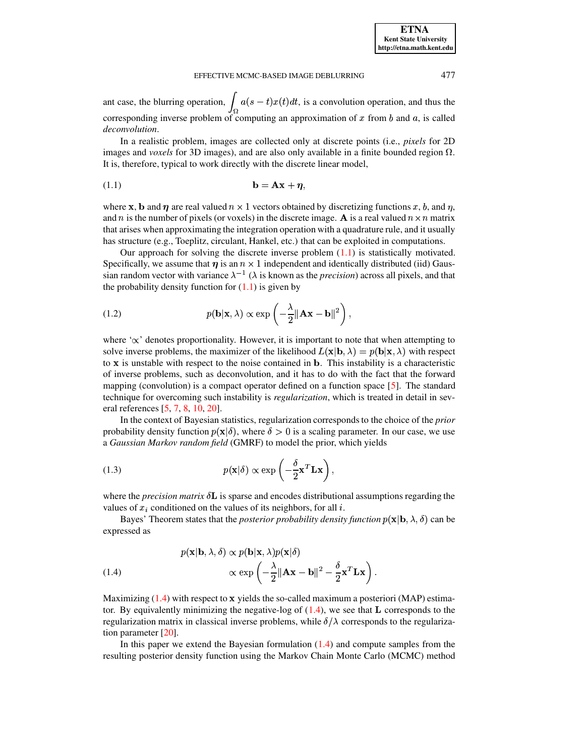ant case, the blurring operation, $\int_\Omega a(s-t)x(t)dt$, is a convolution operation, and thus the corresponding inverse problem of computing an approximation of $x$ from $b$ and $a$, is called *deconvolution*.

In a realistic problem, images are collected only at discrete points (i.e., *pixels* for 2D images and *voxels* for 3D images), and are also only available in a finite bounded region $\Omega$. It is, therefore, typical to work directly with the discrete linear model,

$$\mathbf{b} = \mathbf{A}\mathbf{x} + \boldsymbol{\eta}, \tag{1.1}$$

where $\mathbf{x}$, $\mathbf{b}$ and $\boldsymbol{\eta}$ are real valued $n \times 1$ vectors obtained by discretizing functions $x$, $b$, and $\eta$, and $n$ is the number of pixels (or voxels) in the discrete image. $\mathbf{A}$ is a real valued $n \times n$ matrix that arises when approximating the integration operation with a quadrature rule, and it usually has structure (e.g., Toeplitz, circulant, Hankel, etc.) that can be exploited in computations.

Our approach for solving the discrete inverse problem (1.1) is statistically motivated. Specifically, we assume that $\boldsymbol{\eta}$ is an $n \times 1$ independent and identically distributed (iid) Gaussian random vector with variance $\lambda^{-1}$ ($\lambda$ is known as the *precision*) across all pixels, and that the probability density function for (1.1) is given by

$$p(\mathbf{b}|\mathbf{x}, \lambda) \propto \exp\left(-\frac{\lambda}{2}\|\mathbf{A}\mathbf{x} - \mathbf{b}\|^2\right), \tag{1.2}$$

where '$\propto$' denotes proportionality. However, it is important to note that when attempting to solve inverse problems, the maximizer of the likelihood $L(\mathbf{x}|\mathbf{b}, \lambda) = p(\mathbf{b}|\mathbf{x}, \lambda)$ with respect to $\mathbf{x}$ is unstable with respect to the noise contained in $\mathbf{b}$. This instability is a characteristic of inverse problems, such as deconvolution, and it has to do with the fact that the forward mapping (convolution) is a compact operator defined on a function space [5]. The standard technique for overcoming such instability is *regularization*, which is treated in detail in several references [5, 7, 8, 10, 20].

In the context of Bayesian statistics, regularization corresponds to the choice of the *prior* probability density function $p(\mathbf{x}|\delta)$, where $\delta > 0$ is a scaling parameter. In our case, we use a *Gaussian Markov random field* (GMRF) to model the prior, which yields

$$p(\mathbf{x}|\delta) \propto \exp\left(-\frac{\delta}{2}\mathbf{x}^T\mathbf{L}\mathbf{x}\right), \tag{1.3}$$

where the *precision matrix* $\delta\mathbf{L}$ is sparse and encodes distributional assumptions regarding the values of $x_i$ conditioned on the values of its neighbors, for all $i$.

Bayes' Theorem states that the *posterior probability density function* $p(\mathbf{x}|\mathbf{b}, \lambda, \delta)$ can be expressed as

$$\begin{aligned} p(\mathbf{x}|\mathbf{b}, \lambda, \delta) &\propto p(\mathbf{b}|\mathbf{x}, \lambda)p(\mathbf{x}|\delta) \\ &\propto \exp\left(-\frac{\lambda}{2}\|\mathbf{A}\mathbf{x} - \mathbf{b}\|^2 - \frac{\delta}{2}\mathbf{x}^T\mathbf{L}\mathbf{x}\right). \end{aligned} \tag{1.4}$$

Maximizing (1.4) with respect to $\mathbf{x}$ yields the so-called maximum a posteriori (MAP) estimator. By equivalently minimizing the negative-log of (1.4), we see that $\mathbf{L}$ corresponds to the regularization matrix in classical inverse problems, while $\delta/\lambda$ corresponds to the regularization parameter [20].

In this paper we extend the Bayesian formulation (1.4) and compute samples from the resulting posterior density function using the Markov Chain Monte Carlo (MCMC) method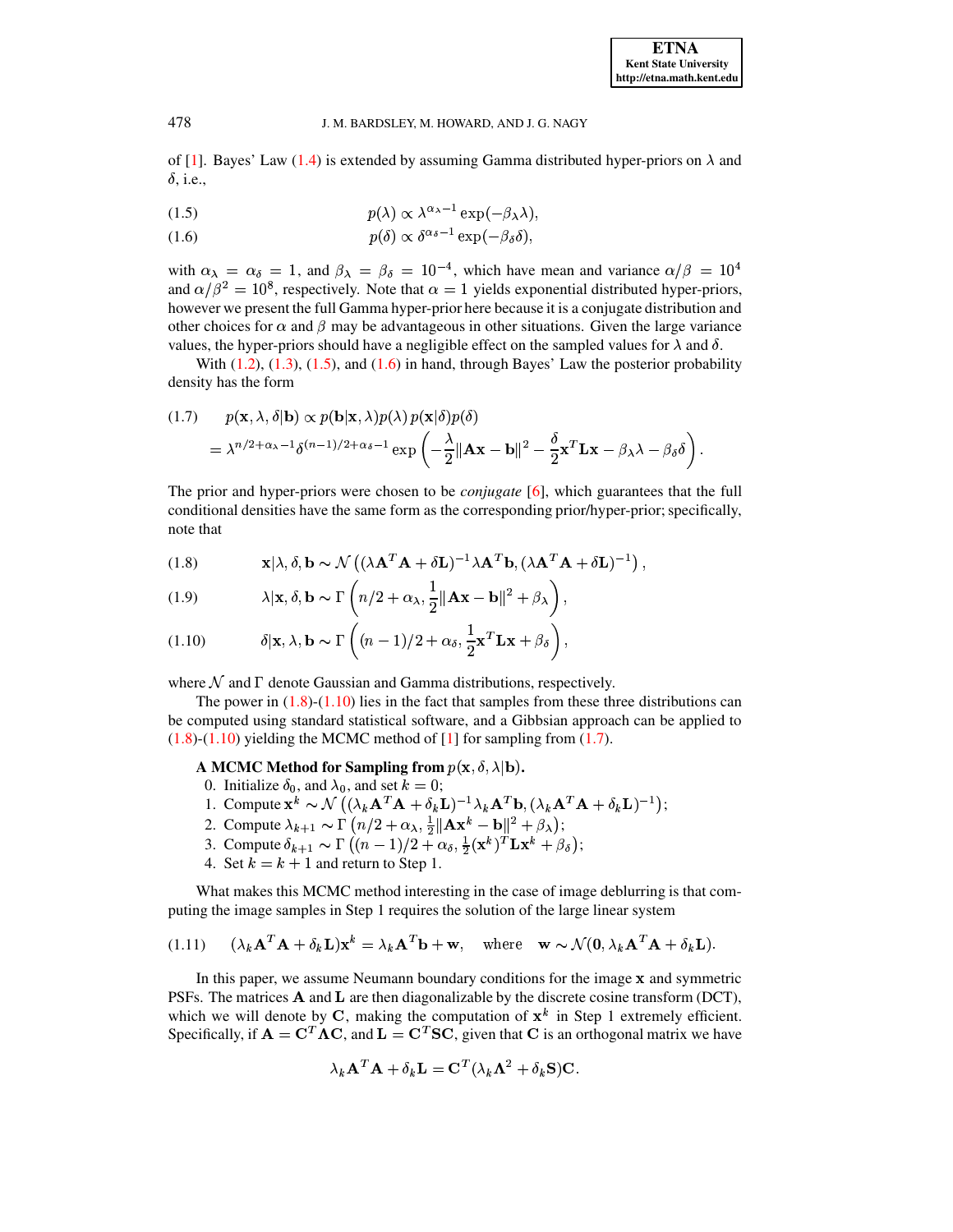of [1]. Bayes' Law (1.4) is extended by assuming Gamma distributed hyper-priors on $\lambda$ and $\delta$, i.e.,

$$p(\lambda) \propto \lambda^{\alpha_\lambda - 1} \exp(-\beta_\lambda \lambda), \tag{1.5}$$

$$p(\delta) \propto \delta^{\alpha_\delta - 1} \exp(-\beta_\delta \delta), \tag{1.6}$$

with $\alpha_\lambda = \alpha_\delta = 1$, and $\beta_\lambda = \beta_\delta = 10^{-4}$, which have mean and variance $\alpha/\beta = 10^4$ and $\alpha/\beta^2 = 10^8$, respectively. Note that $\alpha = 1$ yields exponential distributed hyper-priors, however we present the full Gamma hyper-prior here because it is a conjugate distribution and other choices for $\alpha$ and $\beta$ may be advantageous in other situations. Given the large variance values, the hyper-priors should have a negligible effect on the sampled values for $\lambda$ and $\delta$.

With (1.2), (1.3), (1.5), and (1.6) in hand, through Bayes' Law the posterior probability density has the form

$$\begin{aligned} p(\mathbf{x}, \lambda, \delta | \mathbf{b}) &\propto p(\mathbf{b}|\mathbf{x}, \lambda) p(\lambda)\, p(\mathbf{x}|\delta) p(\delta) \\ &= \lambda^{n/2 + \alpha_\lambda - 1} \delta^{(n-1)/2 + \alpha_\delta - 1} \exp\left( -\frac{\lambda}{2} \|\mathbf{A}\mathbf{x} - \mathbf{b}\|^2 - \frac{\delta}{2} \mathbf{x}^T \mathbf{L} \mathbf{x} - \beta_\lambda \lambda - \beta_\delta \delta \right). \end{aligned} \tag{1.7}$$

The prior and hyper-priors were chosen to be *conjugate* [6], which guarantees that the full conditional densities have the same form as the corresponding prior/hyper-prior; specifically, note that

$$\mathbf{x} | \lambda, \delta, \mathbf{b} \sim \mathcal{N}\left( (\lambda \mathbf{A}^T \mathbf{A} + \delta \mathbf{L})^{-1} \lambda \mathbf{A}^T \mathbf{b}, (\lambda \mathbf{A}^T \mathbf{A} + \delta \mathbf{L})^{-1} \right), \tag{1.8}$$

$$\lambda | \mathbf{x}, \delta, \mathbf{b} \sim \Gamma\left( n/2 + \alpha_\lambda, \frac{1}{2} \|\mathbf{A}\mathbf{x} - \mathbf{b}\|^2 + \beta_\lambda \right), \tag{1.9}$$

$$\delta | \mathbf{x}, \lambda, \mathbf{b} \sim \Gamma\left( (n-1)/2 + \alpha_\delta, \frac{1}{2} \mathbf{x}^T \mathbf{L} \mathbf{x} + \beta_\delta \right), \tag{1.10}$$

where $\mathcal{N}$ and $\Gamma$ denote Gaussian and Gamma distributions, respectively.

The power in (1.8)-(1.10) lies in the fact that samples from these three distributions can be computed using standard statistical software, and a Gibbsian approach can be applied to (1.8)-(1.10) yielding the MCMC method of [1] for sampling from (1.7).

**A MCMC Method for Sampling from $p(\mathbf{x}, \delta, \lambda | \mathbf{b})$.**

0. Initialize $\delta_0$, and $\lambda_0$, and set $k = 0$;
1. Compute $\mathbf{x}^k \sim \mathcal{N}\left( (\lambda_k \mathbf{A}^T \mathbf{A} + \delta_k \mathbf{L})^{-1} \lambda_k \mathbf{A}^T \mathbf{b}, (\lambda_k \mathbf{A}^T \mathbf{A} + \delta_k \mathbf{L})^{-1} \right)$;
2. Compute $\lambda_{k+1} \sim \Gamma\left( n/2 + \alpha_\lambda, \frac{1}{2} \|\mathbf{A}\mathbf{x}^k - \mathbf{b}\|^2 + \beta_\lambda \right)$;
3. Compute $\delta_{k+1} \sim \Gamma\left( (n-1)/2 + \alpha_\delta, \frac{1}{2} (\mathbf{x}^k)^T \mathbf{L} \mathbf{x}^k + \beta_\delta \right)$;
4. Set $k = k + 1$ and return to Step 1.

What makes this MCMC method interesting in the case of image deblurring is that computing the image samples in Step 1 requires the solution of the large linear system

$$(\lambda_k \mathbf{A}^T \mathbf{A} + \delta_k \mathbf{L}) \mathbf{x}^k = \lambda_k \mathbf{A}^T \mathbf{b} + \mathbf{w}, \quad \text{where} \quad \mathbf{w} \sim \mathcal{N}(\mathbf{0}, \lambda_k \mathbf{A}^T \mathbf{A} + \delta_k \mathbf{L}). \tag{1.11}$$

In this paper, we assume Neumann boundary conditions for the image $\mathbf{x}$ and symmetric PSFs. The matrices $\mathbf{A}$ and $\mathbf{L}$ are then diagonalizable by the discrete cosine transform (DCT), which we will denote by $\mathbf{C}$, making the computation of $\mathbf{x}^k$ in Step 1 extremely efficient. Specifically, if $\mathbf{A} = \mathbf{C}^T \mathbf{\Lambda} \mathbf{C}$, and $\mathbf{L} = \mathbf{C}^T \mathbf{S} \mathbf{C}$, given that $\mathbf{C}$ is an orthogonal matrix we have

$$\lambda_k \mathbf{A}^T \mathbf{A} + \delta_k \mathbf{L} = \mathbf{C}^T (\lambda_k \mathbf{\Lambda}^2 + \delta_k \mathbf{S}) \mathbf{C}.$$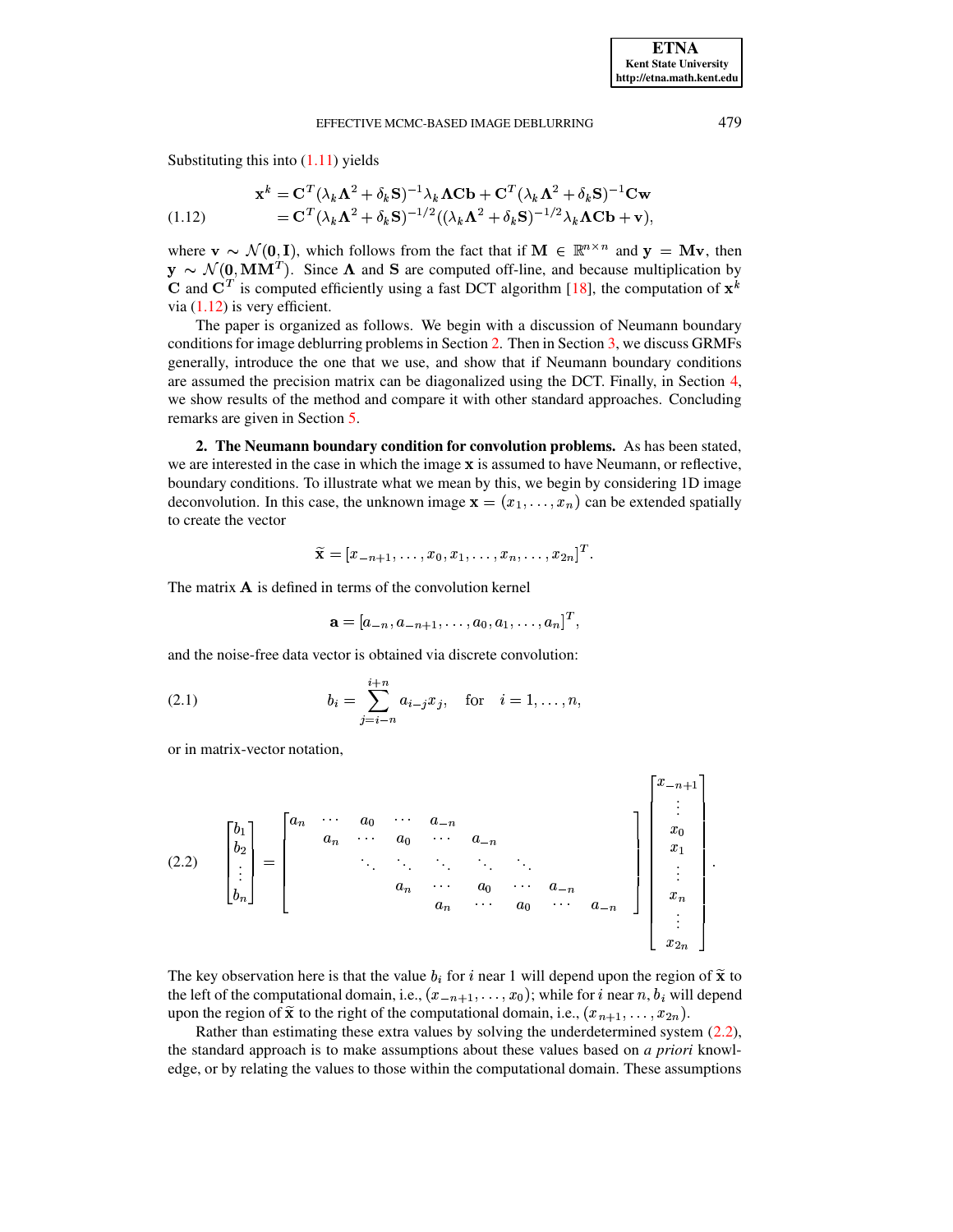Substituting this into (1.11) yields

$$
\begin{aligned}
\mathbf{x}^k &= \mathbf{C}^T(\lambda_k \boldsymbol{\Lambda}^2 + \delta_k \mathbf{S})^{-1}\lambda_k \boldsymbol{\Lambda}\mathbf{C}\mathbf{b} + \mathbf{C}^T(\lambda_k \boldsymbol{\Lambda}^2 + \delta_k \mathbf{S})^{-1}\mathbf{C}\mathbf{w} \\
&= \mathbf{C}^T(\lambda_k \boldsymbol{\Lambda}^2 + \delta_k \mathbf{S})^{-1/2}((\lambda_k \boldsymbol{\Lambda}^2 + \delta_k \mathbf{S})^{-1/2}\lambda_k \boldsymbol{\Lambda}\mathbf{C}\mathbf{b} + \mathbf{v}),
\end{aligned}
\tag{1.12}
$$

where $\mathbf{v} \sim \mathcal{N}(\mathbf{0}, \mathbf{I})$, which follows from the fact that if $\mathbf{M} \in \mathbb{R}^{n\times n}$ and $\mathbf{y} = \mathbf{M}\mathbf{v}$, then $\mathbf{y} \sim \mathcal{N}(\mathbf{0}, \mathbf{M}\mathbf{M}^T)$. Since $\boldsymbol{\Lambda}$ and $\mathbf{S}$ are computed off-line, and because multiplication by $\mathbf{C}$ and $\mathbf{C}^T$ is computed efficiently using a fast DCT algorithm [18], the computation of $\mathbf{x}^k$ via (1.12) is very efficient.

The paper is organized as follows. We begin with a discussion of Neumann boundary conditions for image deblurring problems in Section 2. Then in Section 3, we discuss GRMFs generally, introduce the one that we use, and show that if Neumann boundary conditions are assumed the precision matrix can be diagonalized using the DCT. Finally, in Section 4, we show results of the method and compare it with other standard approaches. Concluding remarks are given in Section 5.

## 2. The Neumann boundary condition for convolution problems.

As has been stated, we are interested in the case in which the image $\mathbf{x}$ is assumed to have Neumann, or reflective, boundary conditions. To illustrate what we mean by this, we begin by considering 1D image deconvolution. In this case, the unknown image $\mathbf{x} = (x_1, \ldots, x_n)$ can be extended spatially to create the vector

$$
\widetilde{\mathbf{x}} = [x_{-n+1}, \ldots, x_0, x_1, \ldots, x_n, \ldots, x_{2n}]^T.
$$

The matrix $\mathbf{A}$ is defined in terms of the convolution kernel

$$
\mathbf{a} = [a_{-n}, a_{-n+1}, \ldots, a_0, a_1, \ldots, a_n]^T,
$$

and the noise-free data vector is obtained via discrete convolution:

$$
b_i = \sum_{j=i-n}^{i+n} a_{i-j} x_j, \quad \text{for} \quad i = 1, \ldots, n, \tag{2.1}
$$

or in matrix-vector notation,

$$
\begin{bmatrix} b_1 \\ b_2 \\ \vdots \\ b_n \end{bmatrix} =
\begin{bmatrix}
a_n & \cdots & a_0 & \cdots & a_{-n} & & & & \\
 & a_n & \cdots & a_0 & \cdots & a_{-n} & & & \\
 & & \ddots & \ddots & \ddots & \ddots & \ddots & & \\
 & & & a_n & \cdots & a_0 & \cdots & a_{-n} & \\
 & & & & a_n & \cdots & a_0 & \cdots & a_{-n}
\end{bmatrix}
\begin{bmatrix} x_{-n+1} \\ \vdots \\ x_0 \\ x_1 \\ \vdots \\ x_n \\ \vdots \\ x_{2n} \end{bmatrix}. \tag{2.2}
$$

The key observation here is that the value $b_i$ for $i$ near 1 will depend upon the region of $\widetilde{\mathbf{x}}$ to the left of the computational domain, i.e., $(x_{-n+1}, \ldots, x_0)$; while for $i$ near $n$, $b_i$ will depend upon the region of $\widetilde{\mathbf{x}}$ to the right of the computational domain, i.e., $(x_{n+1}, \ldots, x_{2n})$.

Rather than estimating these extra values by solving the underdetermined system (2.2), the standard approach is to make assumptions about these values based on *a priori* knowledge, or by relating the values to those within the computational domain. These assumptions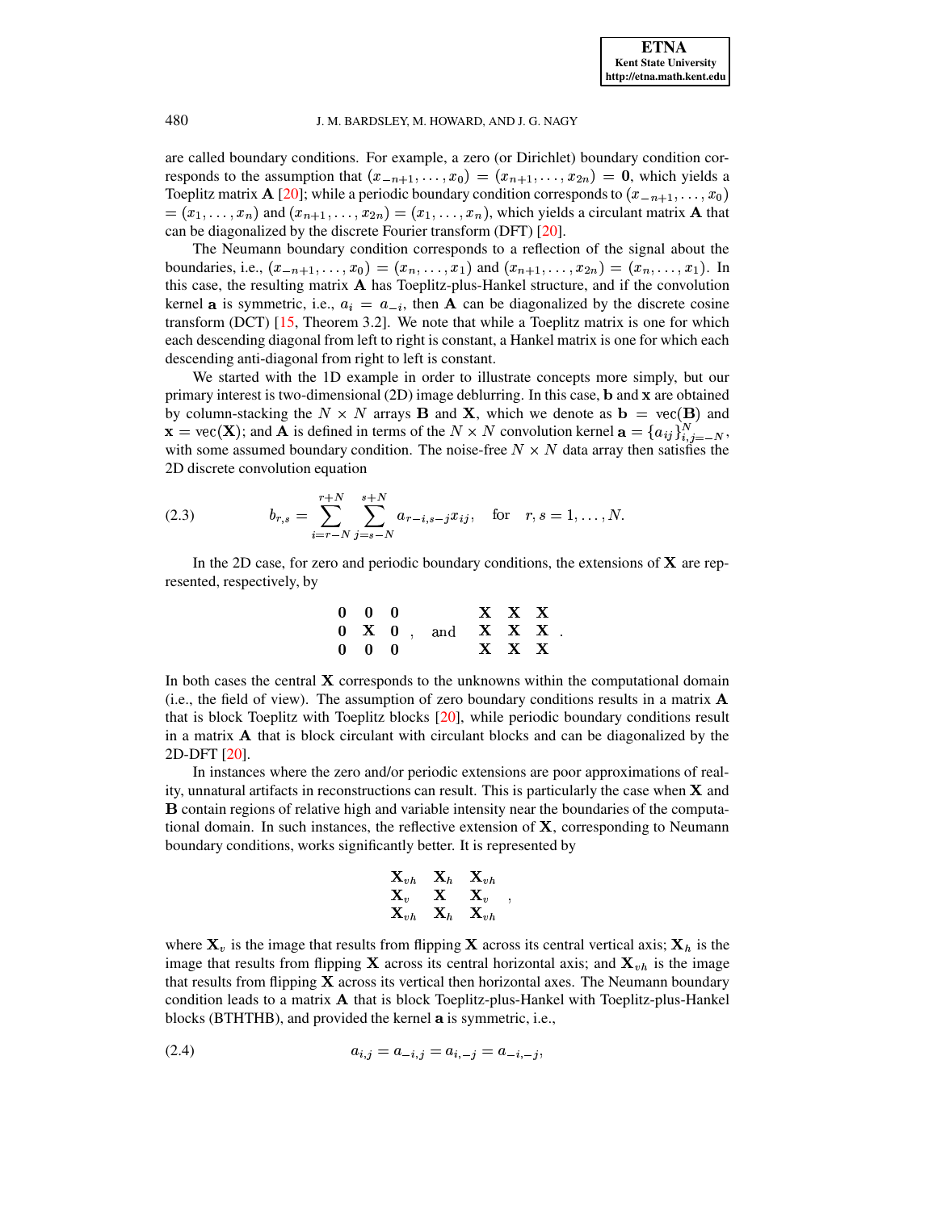are called boundary conditions. For example, a zero (or Dirichlet) boundary condition corresponds to the assumption that $(x_{-n+1}, \ldots, x_0) = (x_{n+1}, \ldots, x_{2n}) = \mathbf{0}$, which yields a Toeplitz matrix $\mathbf{A}$ [20]; while a periodic boundary condition corresponds to $(x_{-n+1}, \ldots, x_0) = (x_1, \ldots, x_n)$ and $(x_{n+1}, \ldots, x_{2n}) = (x_1, \ldots, x_n)$, which yields a circulant matrix $\mathbf{A}$ that can be diagonalized by the discrete Fourier transform (DFT) [20].

The Neumann boundary condition corresponds to a reflection of the signal about the boundaries, i.e., $(x_{-n+1}, \ldots, x_0) = (x_n, \ldots, x_1)$ and $(x_{n+1}, \ldots, x_{2n}) = (x_n, \ldots, x_1)$. In this case, the resulting matrix $\mathbf{A}$ has Toeplitz-plus-Hankel structure, and if the convolution kernel $\mathbf{a}$ is symmetric, i.e., $a_i = a_{-i}$, then $\mathbf{A}$ can be diagonalized by the discrete cosine transform (DCT) [15, Theorem 3.2]. We note that while a Toeplitz matrix is one for which each descending diagonal from left to right is constant, a Hankel matrix is one for which each descending anti-diagonal from right to left is constant.

We started with the 1D example in order to illustrate concepts more simply, but our primary interest is two-dimensional (2D) image deblurring. In this case, $\mathbf{b}$ and $\mathbf{x}$ are obtained by column-stacking the $N \times N$ arrays $\mathbf{B}$ and $\mathbf{X}$, which we denote as $\mathbf{b} = \text{vec}(\mathbf{B})$ and $\mathbf{x} = \text{vec}(\mathbf{X})$; and $\mathbf{A}$ is defined in terms of the $N \times N$ convolution kernel $\mathbf{a} = \{a_{ij}\}_{i,j=-N}^{N}$, with some assumed boundary condition. The noise-free $N \times N$ data array then satisfies the 2D discrete convolution equation

$$b_{r,s} = \sum_{i=r-N}^{r+N} \sum_{j=s-N}^{s+N} a_{r-i,s-j} x_{ij}, \quad \text{for} \quad r, s = 1, \ldots, N. \tag{2.3}$$

In the 2D case, for zero and periodic boundary conditions, the extensions of $\mathbf{X}$ are represented, respectively, by

$$\begin{array}{ccc} \mathbf{0} & \mathbf{0} & \mathbf{0} \\ \mathbf{0} & \mathbf{X} & \mathbf{0} \\ \mathbf{0} & \mathbf{0} & \mathbf{0} \end{array}, \quad \text{and} \quad \begin{array}{ccc} \mathbf{X} & \mathbf{X} & \mathbf{X} \\ \mathbf{X} & \mathbf{X} & \mathbf{X} \\ \mathbf{X} & \mathbf{X} & \mathbf{X} \end{array}.$$

In both cases the central $\mathbf{X}$ corresponds to the unknowns within the computational domain (i.e., the field of view). The assumption of zero boundary conditions results in a matrix $\mathbf{A}$ that is block Toeplitz with Toeplitz blocks [20], while periodic boundary conditions result in a matrix $\mathbf{A}$ that is block circulant with circulant blocks and can be diagonalized by the 2D-DFT [20].

In instances where the zero and/or periodic extensions are poor approximations of reality, unnatural artifacts in reconstructions can result. This is particularly the case when $\mathbf{X}$ and $\mathbf{B}$ contain regions of relative high and variable intensity near the boundaries of the computational domain. In such instances, the reflective extension of $\mathbf{X}$, corresponding to Neumann boundary conditions, works significantly better. It is represented by

$$\begin{array}{ccc} \mathbf{X}_{vh} & \mathbf{X}_h & \mathbf{X}_{vh} \\ \mathbf{X}_v & \mathbf{X} & \mathbf{X}_v \\ \mathbf{X}_{vh} & \mathbf{X}_h & \mathbf{X}_{vh} \end{array},$$

where $\mathbf{X}_v$ is the image that results from flipping $\mathbf{X}$ across its central vertical axis; $\mathbf{X}_h$ is the image that results from flipping $\mathbf{X}$ across its central horizontal axis; and $\mathbf{X}_{vh}$ is the image that results from flipping $\mathbf{X}$ across its vertical then horizontal axes. The Neumann boundary condition leads to a matrix $\mathbf{A}$ that is block Toeplitz-plus-Hankel with Toeplitz-plus-Hankel blocks (BTHTHB), and provided the kernel $\mathbf{a}$ is symmetric, i.e.,

$$a_{i,j} = a_{-i,j} = a_{i,-j} = a_{-i,-j}, \tag{2.4}$$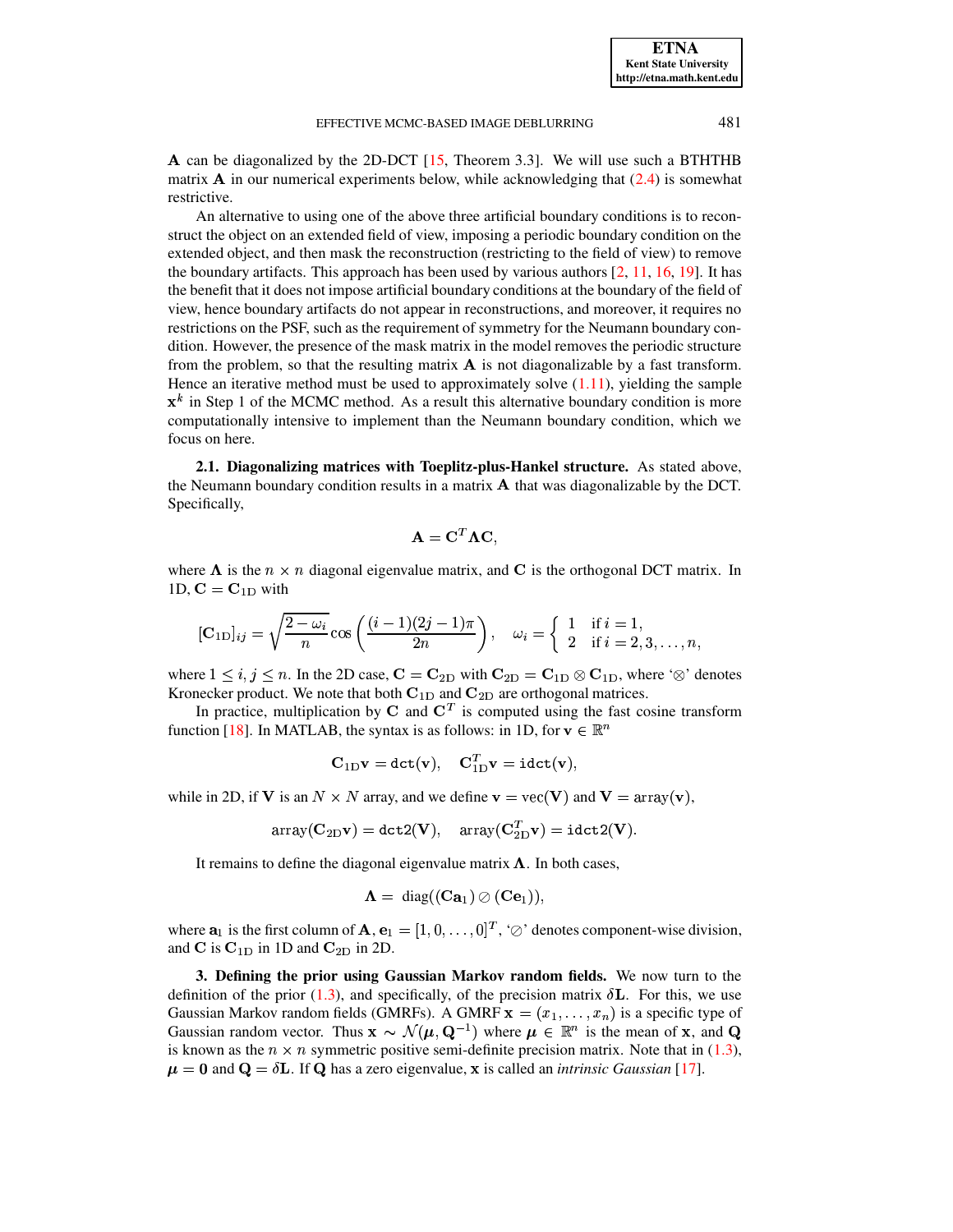$\mathbf{A}$ can be diagonalized by the 2D-DCT [15, Theorem 3.3]. We will use such a BTHTHB matrix $\mathbf{A}$ in our numerical experiments below, while acknowledging that (2.4) is somewhat restrictive.

An alternative to using one of the above three artificial boundary conditions is to reconstruct the object on an extended field of view, imposing a periodic boundary condition on the extended object, and then mask the reconstruction (restricting to the field of view) to remove the boundary artifacts. This approach has been used by various authors [2, 11, 16, 19]. It has the benefit that it does not impose artificial boundary conditions at the boundary of the field of view, hence boundary artifacts do not appear in reconstructions, and moreover, it requires no restrictions on the PSF, such as the requirement of symmetry for the Neumann boundary condition. However, the presence of the mask matrix in the model removes the periodic structure from the problem, so that the resulting matrix $\mathbf{A}$ is not diagonalizable by a fast transform. Hence an iterative method must be used to approximately solve (1.11), yielding the sample $\mathbf{x}^k$ in Step 1 of the MCMC method. As a result this alternative boundary condition is more computationally intensive to implement than the Neumann boundary condition, which we focus on here.

**2.1. Diagonalizing matrices with Toeplitz-plus-Hankel structure.** As stated above, the Neumann boundary condition results in a matrix $\mathbf{A}$ that was diagonalizable by the DCT. Specifically,

$$\mathbf{A} = \mathbf{C}^T \mathbf{\Lambda} \mathbf{C},$$

where $\mathbf{\Lambda}$ is the $n \times n$ diagonal eigenvalue matrix, and $\mathbf{C}$ is the orthogonal DCT matrix. In 1D, $\mathbf{C} = \mathbf{C}_{\rm 1D}$ with

$$[\mathbf{C}_{\rm 1D}]_{ij} = \sqrt{\frac{2-\omega_i}{n}} \cos\left(\frac{(i-1)(2j-1)\pi}{2n}\right), \quad \omega_i = \begin{cases} 1 & \text{if } i = 1, \\ 2 & \text{if } i = 2, 3, \ldots, n, \end{cases}$$

where $1 \leq i, j \leq n$. In the 2D case, $\mathbf{C} = \mathbf{C}_{\rm 2D}$ with $\mathbf{C}_{\rm 2D} = \mathbf{C}_{\rm 1D} \otimes \mathbf{C}_{\rm 1D}$, where '$\otimes$' denotes Kronecker product. We note that both $\mathbf{C}_{\rm 1D}$ and $\mathbf{C}_{\rm 2D}$ are orthogonal matrices.

In practice, multiplication by $\mathbf{C}$ and $\mathbf{C}^T$ is computed using the fast cosine transform function [18]. In MATLAB, the syntax is as follows: in 1D, for $\mathbf{v} \in \mathbb{R}^n$

$$\mathbf{C}_{\rm 1D}\mathbf{v} = \texttt{dct}(\mathbf{v}), \quad \mathbf{C}_{\rm 1D}^T\mathbf{v} = \texttt{idct}(\mathbf{v}),$$

while in 2D, if $\mathbf{V}$ is an $N \times N$ array, and we define $\mathbf{v} = \text{vec}(\mathbf{V})$ and $\mathbf{V} = \text{array}(\mathbf{v})$,

$$\text{array}(\mathbf{C}_{\rm 2D}\mathbf{v}) = \texttt{dct2}(\mathbf{V}), \quad \text{array}(\mathbf{C}_{\rm 2D}^T\mathbf{v}) = \texttt{idct2}(\mathbf{V}).$$

It remains to define the diagonal eigenvalue matrix $\mathbf{\Lambda}$. In both cases,

$$\mathbf{\Lambda} = \text{ diag}((\mathbf{C}\mathbf{a}_1) \oslash (\mathbf{C}\mathbf{e}_1)),$$

where $\mathbf{a}_1$ is the first column of $\mathbf{A}$, $\mathbf{e}_1 = [1, 0, \ldots, 0]^T$, '$\oslash$' denotes component-wise division, and $\mathbf{C}$ is $\mathbf{C}_{\rm 1D}$ in 1D and $\mathbf{C}_{\rm 2D}$ in 2D.

**3. Defining the prior using Gaussian Markov random fields.** We now turn to the definition of the prior (1.3), and specifically, of the precision matrix $\delta\mathbf{L}$. For this, we use Gaussian Markov random fields (GMRFs). A GMRF $\mathbf{x} = (x_1, \ldots, x_n)$ is a specific type of Gaussian random vector. Thus $\mathbf{x} \sim \mathcal{N}(\boldsymbol{\mu}, \mathbf{Q}^{-1})$ where $\boldsymbol{\mu} \in \mathbb{R}^n$ is the mean of $\mathbf{x}$, and $\mathbf{Q}$ is known as the $n \times n$ symmetric positive semi-definite precision matrix. Note that in (1.3), $\boldsymbol{\mu} = \mathbf{0}$ and $\mathbf{Q} = \delta\mathbf{L}$. If $\mathbf{Q}$ has a zero eigenvalue, $\mathbf{x}$ is called an *intrinsic Gaussian* [17].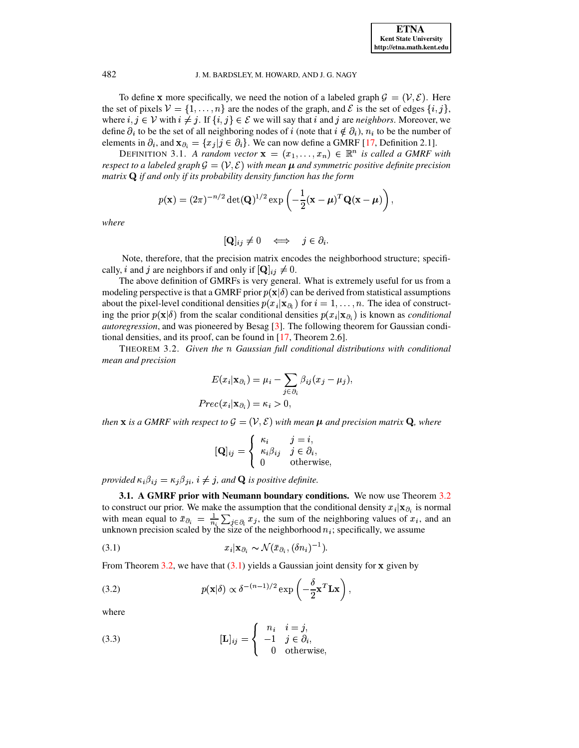To define $\mathbf{x}$ more specifically, we need the notion of a labeled graph $\mathcal{G} = (\mathcal{V}, \mathcal{E})$. Here the set of pixels $\mathcal{V} = \{1, \ldots, n\}$ are the nodes of the graph, and $\mathcal{E}$ is the set of edges $\{i, j\}$, where $i, j \in \mathcal{V}$ with $i \neq j$. If $\{i, j\} \in \mathcal{E}$ we will say that $i$ and $j$ are *neighbors*. Moreover, we define $\partial_i$ to be the set of all neighboring nodes of $i$ (note that $i \notin \partial_i$), $n_i$ to be the number of elements in $\partial_i$, and $\mathbf{x}_{\partial_i} = \{x_j | j \in \partial_i\}$. We can now define a GMRF [17, Definition 2.1].

DEFINITION 3.1. *A random vector $\mathbf{x} = (x_1, \ldots, x_n) \in \mathbb{R}^n$ is called a GMRF with respect to a labeled graph $\mathcal{G} = (\mathcal{V}, \mathcal{E})$ with mean $\boldsymbol{\mu}$ and symmetric positive definite precision matrix $\mathbf{Q}$ if and only if its probability density function has the form*

$$p(\mathbf{x}) = (2\pi)^{-n/2} \det(\mathbf{Q})^{1/2} \exp\left(-\frac{1}{2}(\mathbf{x} - \boldsymbol{\mu})^T \mathbf{Q}(\mathbf{x} - \boldsymbol{\mu})\right),$$

*where*

$$[\mathbf{Q}]_{ij} \neq 0 \quad \iff \quad j \in \partial_i.$$

Note, therefore, that the precision matrix encodes the neighborhood structure; specifically, $i$ and $j$ are neighbors if and only if $[\mathbf{Q}]_{ij} \neq 0$.

The above definition of GMRFs is very general. What is extremely useful for us from a modeling perspective is that a GMRF prior $p(\mathbf{x}|\delta)$ can be derived from statistical assumptions about the pixel-level conditional densities $p(x_i|\mathbf{x}_{\partial_i})$ for $i = 1, \ldots, n$. The idea of constructing the prior $p(\mathbf{x}|\delta)$ from the scalar conditional densities $p(x_i|\mathbf{x}_{\partial_i})$ is known as *conditional autoregression*, and was pioneered by Besag [3]. The following theorem for Gaussian conditional densities, and its proof, can be found in [17, Theorem 2.6].

THEOREM 3.2. *Given the $n$ Gaussian full conditional distributions with conditional mean and precision*

$$E(x_i|\mathbf{x}_{\partial_i}) = \mu_i - \sum_{j \in \partial_i} \beta_{ij}(x_j - \mu_j),$$
$$Prec(x_i|\mathbf{x}_{\partial_i}) = \kappa_i > 0,$$

*then $\mathbf{x}$ is a GMRF with respect to $\mathcal{G} = (\mathcal{V}, \mathcal{E})$ with mean $\boldsymbol{\mu}$ and precision matrix $\mathbf{Q}$, where*

$$[\mathbf{Q}]_{ij} = \begin{cases} \kappa_i & j = i, \\ \kappa_i \beta_{ij} & j \in \partial_i, \\ 0 & \text{otherwise}, \end{cases}$$

*provided $\kappa_i \beta_{ij} = \kappa_j \beta_{ji}$, $i \neq j$, and $\mathbf{Q}$ is positive definite.*

**3.1. A GMRF prior with Neumann boundary conditions.** We now use Theorem 3.2 to construct our prior. We make the assumption that the conditional density $x_i|\mathbf{x}_{\partial_i}$ is normal with mean equal to $\bar{x}_{\partial_i} = \frac{1}{n_i}\sum_{j \in \partial_i} x_j$, the sum of the neighboring values of $x_i$, and an unknown precision scaled by the size of the neighborhood $n_i$; specifically, we assume

$$x_i|\mathbf{x}_{\partial_i} \sim \mathcal{N}(\bar{x}_{\partial_i}, (\delta n_i)^{-1}). \tag{3.1}$$

From Theorem 3.2, we have that (3.1) yields a Gaussian joint density for $\mathbf{x}$ given by

$$p(\mathbf{x}|\delta) \propto \delta^{-(n-1)/2} \exp\left(-\frac{\delta}{2}\mathbf{x}^T \mathbf{L} \mathbf{x}\right), \tag{3.2}$$

where

$$[\mathbf{L}]_{ij} = \begin{cases} n_i & i = j, \\ -1 & j \in \partial_i, \\ 0 & \text{otherwise}, \end{cases} \tag{3.3}$$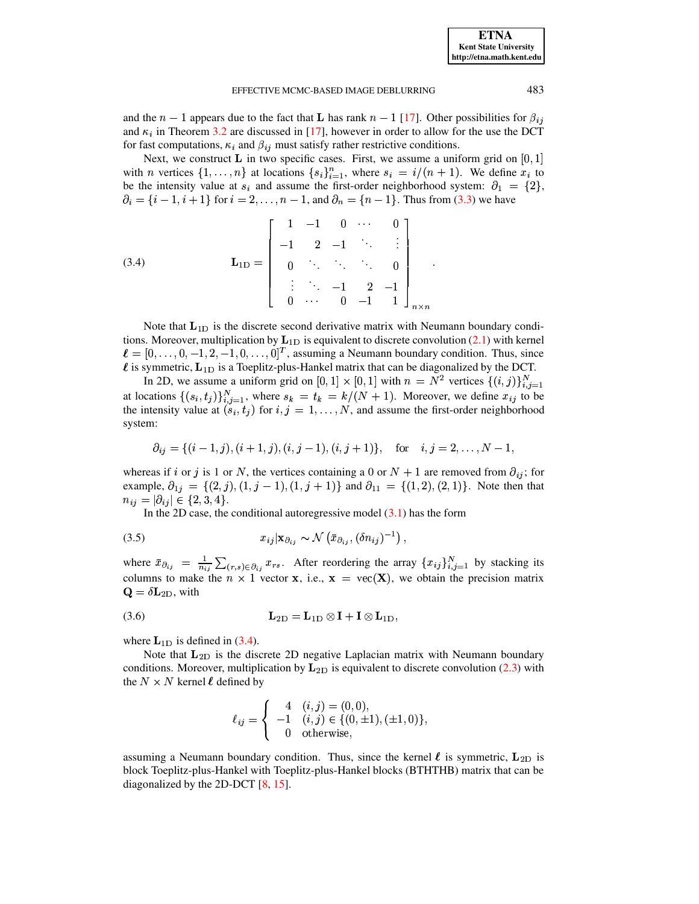and the $n-1$ appears due to the fact that $\mathbf{L}$ has rank $n-1$ [17]. Other possibilities for $\beta_{ij}$ and $\kappa_i$ in Theorem 3.2 are discussed in [17], however in order to allow for the use the DCT for fast computations, $\kappa_i$ and $\beta_{ij}$ must satisfy rather restrictive conditions.

Next, we construct $\mathbf{L}$ in two specific cases. First, we assume a uniform grid on $[0,1]$ with $n$ vertices $\{1,\ldots,n\}$ at locations $\{s_i\}_{i=1}^n$, where $s_i = i/(n+1)$. We define $x_i$ to be the intensity value at $s_i$ and assume the first-order neighborhood system: $\partial_1 = \{2\}$, $\partial_i = \{i-1, i+1\}$ for $i = 2,\ldots,n-1$, and $\partial_n = \{n-1\}$. Thus from (3.3) we have

$$
\mathbf{L}_{1\mathrm{D}} = \begin{bmatrix} 1 & -1 & 0 & \cdots & 0 \\ -1 & 2 & -1 & \ddots & \vdots \\ 0 & \ddots & \ddots & \ddots & 0 \\ \vdots & \ddots & -1 & 2 & -1 \\ 0 & \cdots & 0 & -1 & 1 \end{bmatrix}_{n\times n}. \tag{3.4}
$$

Note that $\mathbf{L}_{1\mathrm{D}}$ is the discrete second derivative matrix with Neumann boundary conditions. Moreover, multiplication by $\mathbf{L}_{1\mathrm{D}}$ is equivalent to discrete convolution (2.1) with kernel $\boldsymbol{\ell} = [0,\ldots,0,-1,2,-1,0,\ldots,0]^T$, assuming a Neumann boundary condition. Thus, since $\boldsymbol{\ell}$ is symmetric, $\mathbf{L}_{1\mathrm{D}}$ is a Toeplitz-plus-Hankel matrix that can be diagonalized by the DCT.

In 2D, we assume a uniform grid on $[0,1]\times[0,1]$ with $n = N^2$ vertices $\{(i,j)\}_{i,j=1}^N$ at locations $\{(s_i,t_j)\}_{i,j=1}^N$, where $s_k = t_k = k/(N+1)$. Moreover, we define $x_{ij}$ to be the intensity value at $(s_i,t_j)$ for $i,j = 1,\ldots,N$, and assume the first-order neighborhood system:

$$
\partial_{ij} = \{(i-1,j),(i+1,j),(i,j-1),(i,j+1)\}, \quad \text{for} \quad i,j = 2,\ldots,N-1,
$$

whereas if $i$ or $j$ is 1 or $N$, the vertices containing a 0 or $N+1$ are removed from $\partial_{ij}$; for example, $\partial_{1j} = \{(2,j),(1,j-1),(1,j+1)\}$ and $\partial_{11} = \{(1,2),(2,1)\}$. Note then that $n_{ij} = |\partial_{ij}| \in \{2,3,4\}$.

In the 2D case, the conditional autoregressive model (3.1) has the form

$$
x_{ij}|\mathbf{x}_{\partial_{ij}} \sim \mathcal{N}\left(\bar{x}_{\partial_{ij}}, (\delta n_{ij})^{-1}\right), \tag{3.5}
$$

where $\bar{x}_{\partial_{ij}} = \frac{1}{n_{ij}}\sum_{(r,s)\in\partial_{ij}} x_{rs}$. After reordering the array $\{x_{ij}\}_{i,j=1}^N$ by stacking its columns to make the $n\times 1$ vector $\mathbf{x}$, i.e., $\mathbf{x} = \mathrm{vec}(\mathbf{X})$, we obtain the precision matrix $\mathbf{Q} = \delta\mathbf{L}_{2\mathrm{D}}$, with

$$
\mathbf{L}_{2\mathrm{D}} = \mathbf{L}_{1\mathrm{D}} \otimes \mathbf{I} + \mathbf{I} \otimes \mathbf{L}_{1\mathrm{D}}, \tag{3.6}
$$

where $\mathbf{L}_{1\mathrm{D}}$ is defined in (3.4).

Note that $\mathbf{L}_{2\mathrm{D}}$ is the discrete 2D negative Laplacian matrix with Neumann boundary conditions. Moreover, multiplication by $\mathbf{L}_{2\mathrm{D}}$ is equivalent to discrete convolution (2.3) with the $N\times N$ kernel $\boldsymbol{\ell}$ defined by

$$
\ell_{ij} = \begin{cases} 4 & (i,j) = (0,0), \\ -1 & (i,j) \in \{(0,\pm 1),(\pm 1,0)\}, \\ 0 & \text{otherwise}, \end{cases}
$$

assuming a Neumann boundary condition. Thus, since the kernel $\boldsymbol{\ell}$ is symmetric, $\mathbf{L}_{2\mathrm{D}}$ is block Toeplitz-plus-Hankel with Toeplitz-plus-Hankel blocks (BTHTHB) matrix that can be diagonalized by the 2D-DCT [8, 15].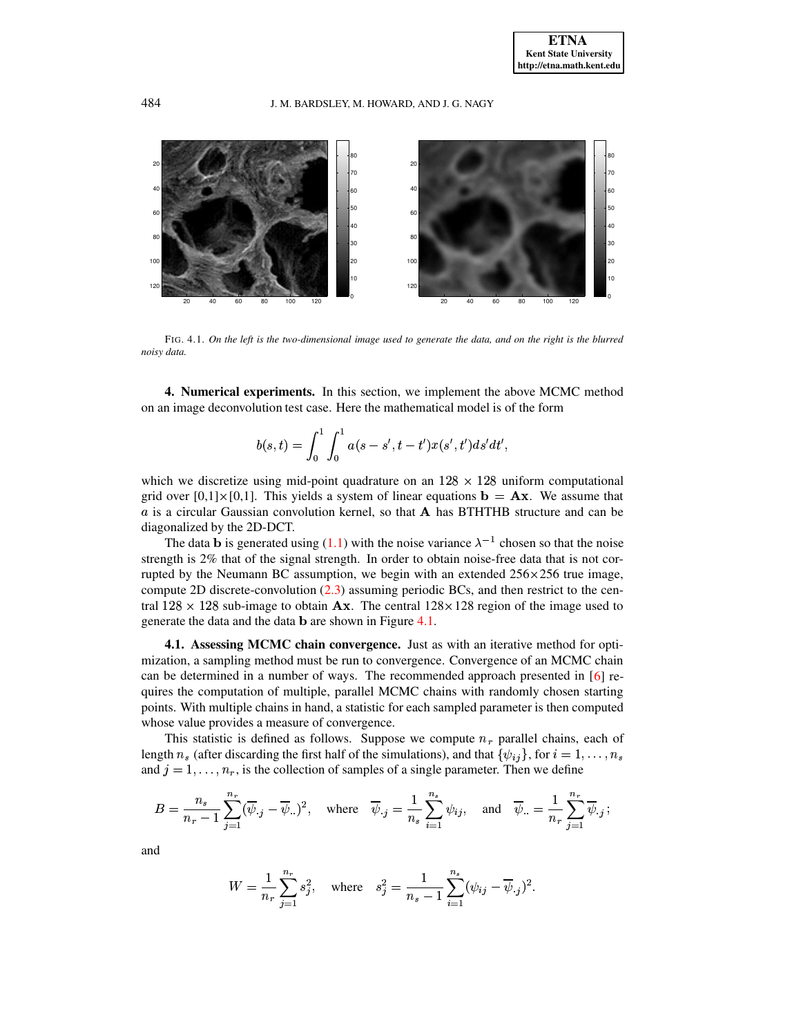FIG. 4.1. *On the left is the two-dimensional image used to generate the data, and on the right is the blurred noisy data.*

**4. Numerical experiments.** In this section, we implement the above MCMC method on an image deconvolution test case. Here the mathematical model is of the form

$$b(s,t) = \int_0^1 \int_0^1 a(s-s', t-t')x(s',t')ds'dt',$$

which we discretize using mid-point quadrature on an $128 \times 128$ uniform computational grid over $[0,1]\times[0,1]$. This yields a system of linear equations $\mathbf{b} = \mathbf{A}\mathbf{x}$. We assume that $a$ is a circular Gaussian convolution kernel, so that $\mathbf{A}$ has BTHTHB structure and can be diagonalized by the 2D-DCT.

The data $\mathbf{b}$ is generated using (1.1) with the noise variance $\lambda^{-1}$ chosen so that the noise strength is 2% that of the signal strength. In order to obtain noise-free data that is not corrupted by the Neumann BC assumption, we begin with an extended $256\times256$ true image, compute 2D discrete-convolution (2.3) assuming periodic BCs, and then restrict to the central $128 \times 128$ sub-image to obtain $\mathbf{Ax}$. The central $128\times128$ region of the image used to generate the data and the data $\mathbf{b}$ are shown in Figure 4.1.

**4.1. Assessing MCMC chain convergence.** Just as with an iterative method for optimization, a sampling method must be run to convergence. Convergence of an MCMC chain can be determined in a number of ways. The recommended approach presented in [6] requires the computation of multiple, parallel MCMC chains with randomly chosen starting points. With multiple chains in hand, a statistic for each sampled parameter is then computed whose value provides a measure of convergence.

This statistic is defined as follows. Suppose we compute $n_r$ parallel chains, each of length $n_s$ (after discarding the first half of the simulations), and that $\{\psi_{ij}\}$, for $i = 1, \ldots, n_s$ and $j = 1, \ldots, n_r$, is the collection of samples of a single parameter. Then we define

$$B = \frac{n_s}{n_r - 1}\sum_{j=1}^{n_r}(\overline{\psi}_{\cdot j} - \overline{\psi}_{\cdot\cdot})^2, \quad \text{where} \quad \overline{\psi}_{\cdot j} = \frac{1}{n_s}\sum_{i=1}^{n_s}\psi_{ij}, \quad \text{and} \quad \overline{\psi}_{\cdot\cdot} = \frac{1}{n_r}\sum_{j=1}^{n_r}\overline{\psi}_{\cdot j};$$

and

$$W = \frac{1}{n_r}\sum_{j=1}^{n_r}s_j^2, \quad \text{where} \quad s_j^2 = \frac{1}{n_s - 1}\sum_{i=1}^{n_s}(\psi_{ij} - \overline{\psi}_{\cdot j})^2.$$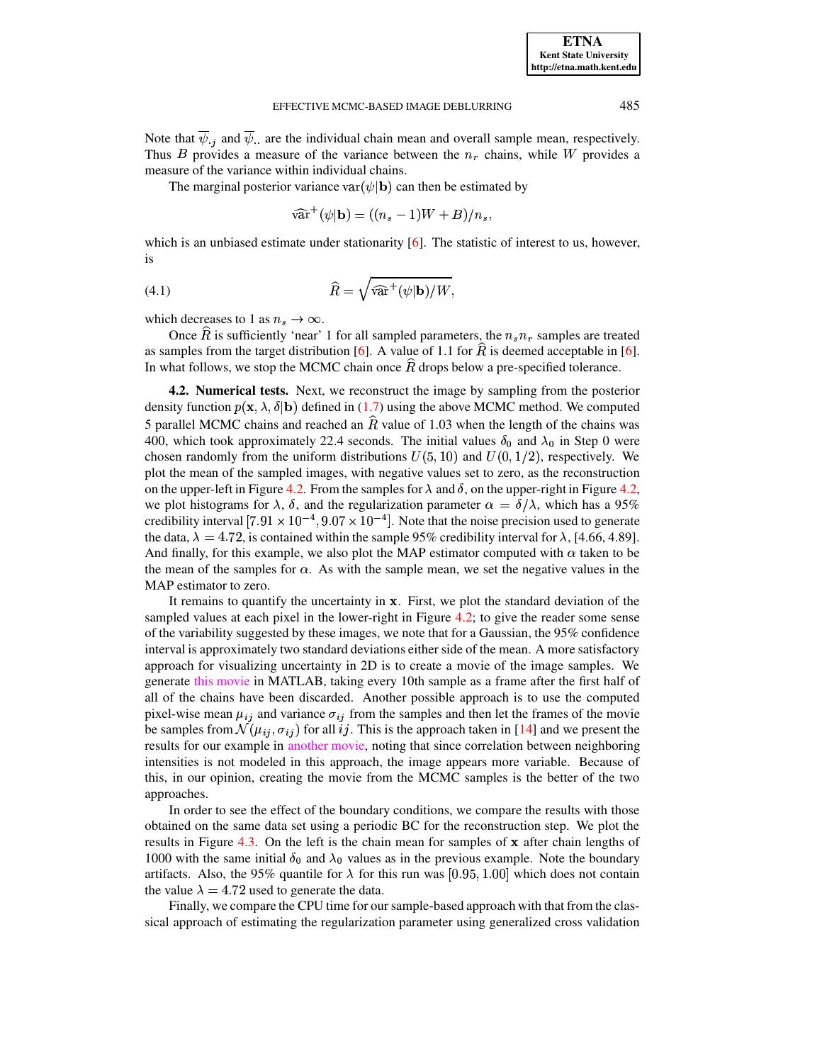Note that $\overline{\psi}_{\cdot j}$ and $\overline{\psi}_{\cdot\cdot}$ are the individual chain mean and overall sample mean, respectively. Thus $B$ provides a measure of the variance between the $n_r$ chains, while $W$ provides a measure of the variance within individual chains.

The marginal posterior variance $\text{var}(\psi|\mathbf{b})$ can then be estimated by

$$\widehat{\text{var}}^+(\psi|\mathbf{b}) = ((n_s - 1)W + B)/n_s,$$

which is an unbiased estimate under stationarity [6]. The statistic of interest to us, however, is

$$\widehat{R} = \sqrt{\widehat{\text{var}}^+(\psi|\mathbf{b})/W}, \tag{4.1}$$

which decreases to 1 as $n_s \to \infty$.

Once $\widehat{R}$ is sufficiently 'near' 1 for all sampled parameters, the $n_s n_r$ samples are treated as samples from the target distribution [6]. A value of 1.1 for $\widehat{R}$ is deemed acceptable in [6]. In what follows, we stop the MCMC chain once $\widehat{R}$ drops below a pre-specified tolerance.

**4.2. Numerical tests.** Next, we reconstruct the image by sampling from the posterior density function $p(\mathbf{x}, \lambda, \delta|\mathbf{b})$ defined in (1.7) using the above MCMC method. We computed 5 parallel MCMC chains and reached an $\widehat{R}$ value of 1.03 when the length of the chains was 400, which took approximately 22.4 seconds. The initial values $\delta_0$ and $\lambda_0$ in Step 0 were chosen randomly from the uniform distributions $U(5, 10)$ and $U(0, 1/2)$, respectively. We plot the mean of the sampled images, with negative values set to zero, as the reconstruction on the upper-left in Figure 4.2. From the samples for $\lambda$ and $\delta$, on the upper-right in Figure 4.2, we plot histograms for $\lambda$, $\delta$, and the regularization parameter $\alpha = \delta/\lambda$, which has a 95% credibility interval $[7.91 \times 10^{-4}, 9.07 \times 10^{-4}]$. Note that the noise precision used to generate the data, $\lambda = 4.72$, is contained within the sample 95% credibility interval for $\lambda$, [4.66, 4.89]. And finally, for this example, we also plot the MAP estimator computed with $\alpha$ taken to be the mean of the samples for $\alpha$. As with the sample mean, we set the negative values in the MAP estimator to zero.

It remains to quantify the uncertainty in $\mathbf{x}$. First, we plot the standard deviation of the sampled values at each pixel in the lower-right in Figure 4.2; to give the reader some sense of the variability suggested by these images, we note that for a Gaussian, the 95% confidence interval is approximately two standard deviations either side of the mean. A more satisfactory approach for visualizing uncertainty in 2D is to create a movie of the image samples. We generate this movie in MATLAB, taking every 10th sample as a frame after the first half of all of the chains have been discarded. Another possible approach is to use the computed pixel-wise mean $\mu_{ij}$ and variance $\sigma_{ij}$ from the samples and then let the frames of the movie be samples from $\mathcal{N}(\mu_{ij}, \sigma_{ij})$ for all $ij$. This is the approach taken in [14] and we present the results for our example in another movie, noting that since correlation between neighboring intensities is not modeled in this approach, the image appears more variable. Because of this, in our opinion, creating the movie from the MCMC samples is the better of the two approaches.

In order to see the effect of the boundary conditions, we compare the results with those obtained on the same data set using a periodic BC for the reconstruction step. We plot the results in Figure 4.3. On the left is the chain mean for samples of $\mathbf{x}$ after chain lengths of 1000 with the same initial $\delta_0$ and $\lambda_0$ values as in the previous example. Note the boundary artifacts. Also, the 95% quantile for $\lambda$ for this run was $[0.95, 1.00]$ which does not contain the value $\lambda = 4.72$ used to generate the data.

Finally, we compare the CPU time for our sample-based approach with that from the classical approach of estimating the regularization parameter using generalized cross validation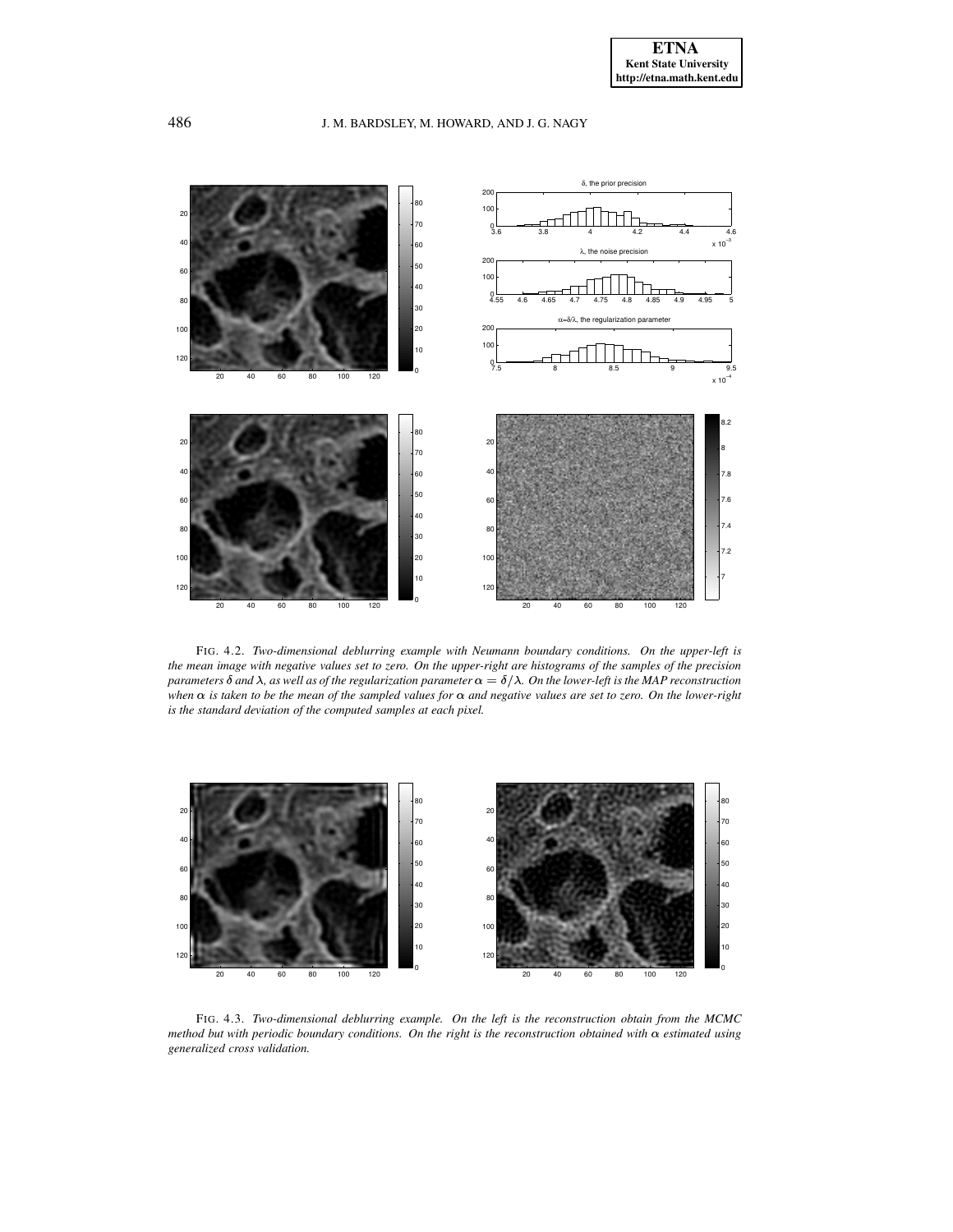FIG. 4.2. *Two-dimensional deblurring example with Neumann boundary conditions. On the upper-left is the mean image with negative values set to zero. On the upper-right are histograms of the samples of the precision parameters $\delta$ and $\lambda$, as well as of the regularization parameter $\alpha = \delta/\lambda$. On the lower-left is the MAP reconstruction when $\alpha$ is taken to be the mean of the sampled values for $\alpha$ and negative values are set to zero. On the lower-right is the standard deviation of the computed samples at each pixel.*

FIG. 4.3. *Two-dimensional deblurring example. On the left is the reconstruction obtain from the MCMC method but with periodic boundary conditions. On the right is the reconstruction obtained with $\alpha$ estimated using generalized cross validation.*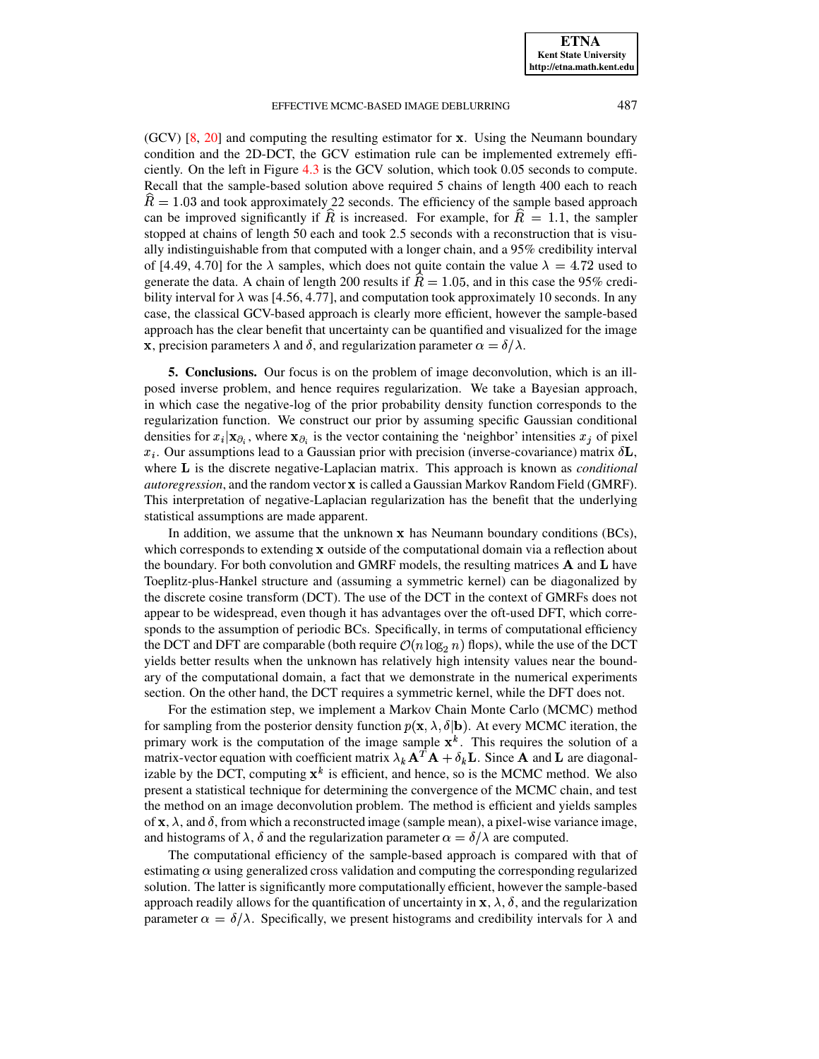(GCV) [8, 20] and computing the resulting estimator for $\mathbf{x}$. Using the Neumann boundary condition and the 2D-DCT, the GCV estimation rule can be implemented extremely efficiently. On the left in Figure 4.3 is the GCV solution, which took 0.05 seconds to compute. Recall that the sample-based solution above required 5 chains of length 400 each to reach $\widehat{R} = 1.03$ and took approximately 22 seconds. The efficiency of the sample based approach can be improved significantly if $\widehat{R}$ is increased. For example, for $\widehat{R} = 1.1$, the sampler stopped at chains of length 50 each and took 2.5 seconds with a reconstruction that is visually indistinguishable from that computed with a longer chain, and a 95% credibility interval of [4.49, 4.70] for the $\lambda$ samples, which does not quite contain the value $\lambda = 4.72$ used to generate the data. A chain of length 200 results if $\widehat{R} = 1.05$, and in this case the 95% credibility interval for $\lambda$ was $[4.56, 4.77]$, and computation took approximately 10 seconds. In any case, the classical GCV-based approach is clearly more efficient, however the sample-based approach has the clear benefit that uncertainty can be quantified and visualized for the image $\mathbf{x}$, precision parameters $\lambda$ and $\delta$, and regularization parameter $\alpha = \delta/\lambda$.

## 5. Conclusions.

Our focus is on the problem of image deconvolution, which is an ill-posed inverse problem, and hence requires regularization. We take a Bayesian approach, in which case the negative-log of the prior probability density function corresponds to the regularization function. We construct our prior by assuming specific Gaussian conditional densities for $x_i|\mathbf{x}_{\partial_i}$, where $\mathbf{x}_{\partial_i}$ is the vector containing the 'neighbor' intensities $x_j$ of pixel $x_i$. Our assumptions lead to a Gaussian prior with precision (inverse-covariance) matrix $\delta\mathbf{L}$, where $\mathbf{L}$ is the discrete negative-Laplacian matrix. This approach is known as *conditional autoregression*, and the random vector $\mathbf{x}$ is called a Gaussian Markov Random Field (GMRF). This interpretation of negative-Laplacian regularization has the benefit that the underlying statistical assumptions are made apparent.

In addition, we assume that the unknown $\mathbf{x}$ has Neumann boundary conditions (BCs), which corresponds to extending $\mathbf{x}$ outside of the computational domain via a reflection about the boundary. For both convolution and GMRF models, the resulting matrices $\mathbf{A}$ and $\mathbf{L}$ have Toeplitz-plus-Hankel structure and (assuming a symmetric kernel) can be diagonalized by the discrete cosine transform (DCT). The use of the DCT in the context of GMRFs does not appear to be widespread, even though it has advantages over the oft-used DFT, which corresponds to the assumption of periodic BCs. Specifically, in terms of computational efficiency the DCT and DFT are comparable (both require $\mathcal{O}(n \log_2 n)$ flops), while the use of the DCT yields better results when the unknown has relatively high intensity values near the boundary of the computational domain, a fact that we demonstrate in the numerical experiments section. On the other hand, the DCT requires a symmetric kernel, while the DFT does not.

For the estimation step, we implement a Markov Chain Monte Carlo (MCMC) method for sampling from the posterior density function $p(\mathbf{x}, \lambda, \delta|\mathbf{b})$. At every MCMC iteration, the primary work is the computation of the image sample $\mathbf{x}^k$. This requires the solution of a matrix-vector equation with coefficient matrix $\lambda_k \mathbf{A}^T\mathbf{A} + \delta_k \mathbf{L}$. Since $\mathbf{A}$ and $\mathbf{L}$ are diagonalizable by the DCT, computing $\mathbf{x}^k$ is efficient, and hence, so is the MCMC method. We also present a statistical technique for determining the convergence of the MCMC chain, and test the method on an image deconvolution problem. The method is efficient and yields samples of $\mathbf{x}$, $\lambda$, and $\delta$, from which a reconstructed image (sample mean), a pixel-wise variance image, and histograms of $\lambda$, $\delta$ and the regularization parameter $\alpha = \delta/\lambda$ are computed.

The computational efficiency of the sample-based approach is compared with that of estimating $\alpha$ using generalized cross validation and computing the corresponding regularized solution. The latter is significantly more computationally efficient, however the sample-based approach readily allows for the quantification of uncertainty in $\mathbf{x}$, $\lambda$, $\delta$, and the regularization parameter $\alpha = \delta/\lambda$. Specifically, we present histograms and credibility intervals for $\lambda$ and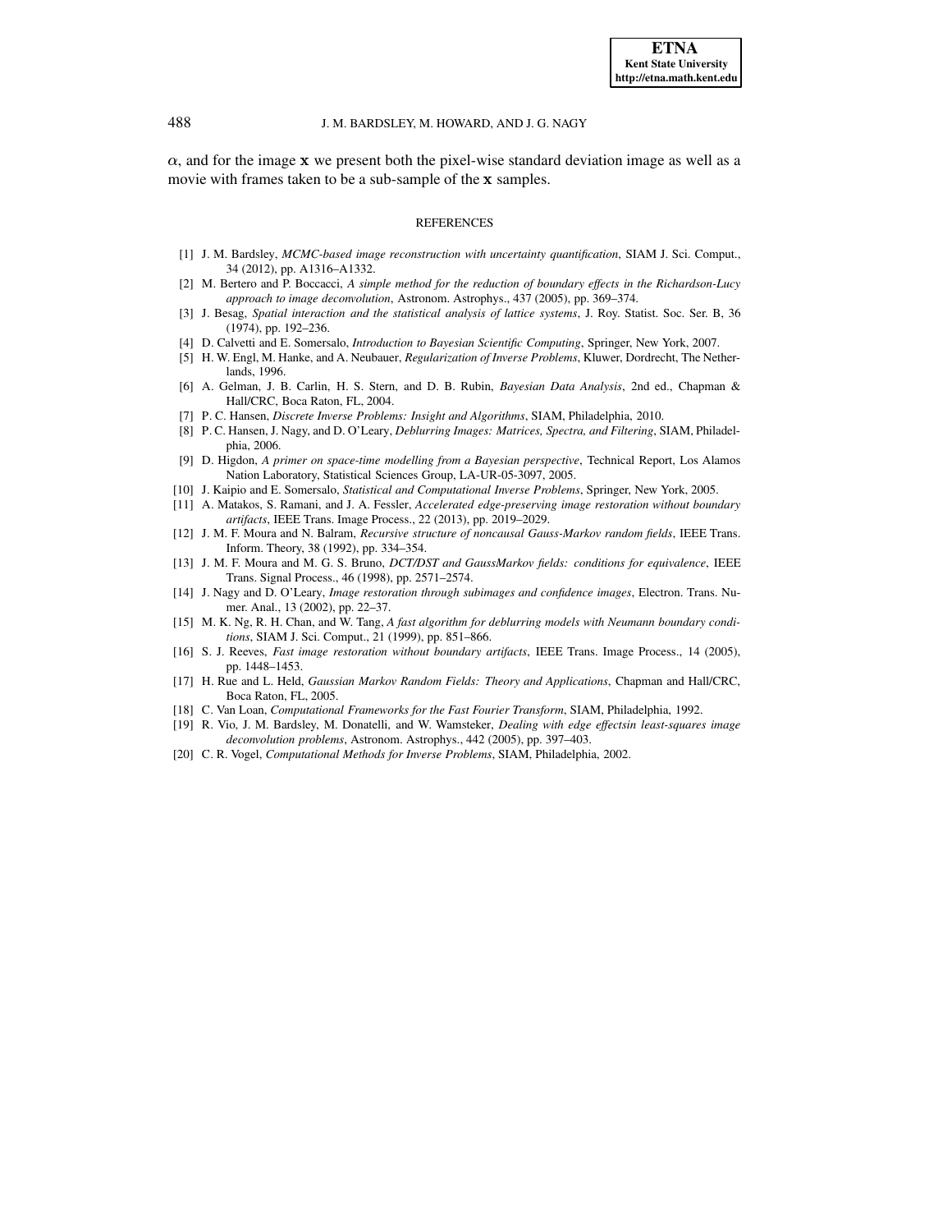$\alpha$, and for the image $\mathbf{x}$ we present both the pixel-wise standard deviation image as well as a movie with frames taken to be a sub-sample of the $\mathbf{x}$ samples.

## REFERENCES

[1] J. M. Bardsley, *MCMC-based image reconstruction with uncertainty quantification*, SIAM J. Sci. Comput., 34 (2012), pp. A1316–A1332.

[2] M. Bertero and P. Boccacci, *A simple method for the reduction of boundary effects in the Richardson-Lucy approach to image deconvolution*, Astronom. Astrophys., 437 (2005), pp. 369–374.

[3] J. Besag, *Spatial interaction and the statistical analysis of lattice systems*, J. Roy. Statist. Soc. Ser. B, 36 (1974), pp. 192–236.

[4] D. Calvetti and E. Somersalo, *Introduction to Bayesian Scientific Computing*, Springer, New York, 2007.

[5] H. W. Engl, M. Hanke, and A. Neubauer, *Regularization of Inverse Problems*, Kluwer, Dordrecht, The Netherlands, 1996.

[6] A. Gelman, J. B. Carlin, H. S. Stern, and D. B. Rubin, *Bayesian Data Analysis*, 2nd ed., Chapman & Hall/CRC, Boca Raton, FL, 2004.

[7] P. C. Hansen, *Discrete Inverse Problems: Insight and Algorithms*, SIAM, Philadelphia, 2010.

[8] P. C. Hansen, J. Nagy, and D. O'Leary, *Deblurring Images: Matrices, Spectra, and Filtering*, SIAM, Philadelphia, 2006.

[9] D. Higdon, *A primer on space-time modelling from a Bayesian perspective*, Technical Report, Los Alamos Nation Laboratory, Statistical Sciences Group, LA-UR-05-3097, 2005.

[10] J. Kaipio and E. Somersalo, *Statistical and Computational Inverse Problems*, Springer, New York, 2005.

[11] A. Matakos, S. Ramani, and J. A. Fessler, *Accelerated edge-preserving image restoration without boundary artifacts*, IEEE Trans. Image Process., 22 (2013), pp. 2019–2029.

[12] J. M. F. Moura and N. Balram, *Recursive structure of noncausal Gauss-Markov random fields*, IEEE Trans. Inform. Theory, 38 (1992), pp. 334–354.

[13] J. M. F. Moura and M. G. S. Bruno, *DCT/DST and GaussMarkov fields: conditions for equivalence*, IEEE Trans. Signal Process., 46 (1998), pp. 2571–2574.

[14] J. Nagy and D. O'Leary, *Image restoration through subimages and confidence images*, Electron. Trans. Numer. Anal., 13 (2002), pp. 22–37.

[15] M. K. Ng, R. H. Chan, and W. Tang, *A fast algorithm for deblurring models with Neumann boundary conditions*, SIAM J. Sci. Comput., 21 (1999), pp. 851–866.

[16] S. J. Reeves, *Fast image restoration without boundary artifacts*, IEEE Trans. Image Process., 14 (2005), pp. 1448–1453.

[17] H. Rue and L. Held, *Gaussian Markov Random Fields: Theory and Applications*, Chapman and Hall/CRC, Boca Raton, FL, 2005.

[18] C. Van Loan, *Computational Frameworks for the Fast Fourier Transform*, SIAM, Philadelphia, 1992.

[19] R. Vio, J. M. Bardsley, M. Donatelli, and W. Wamsteker, *Dealing with edge effectsin least-squares image deconvolution problems*, Astronom. Astrophys., 442 (2005), pp. 397–403.

[20] C. R. Vogel, *Computational Methods for Inverse Problems*, SIAM, Philadelphia, 2002.